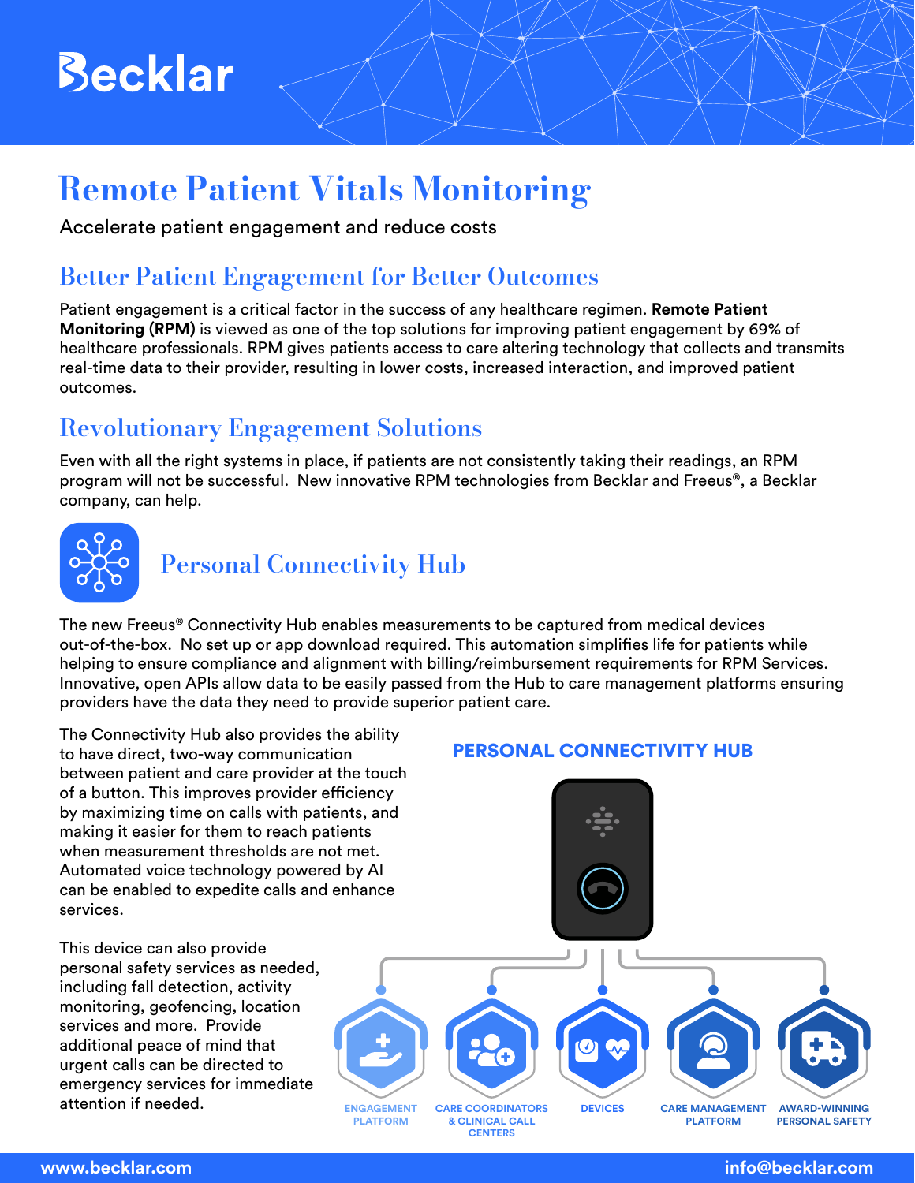# Becklar

# Remote Patient Vitals Monitoring

Accelerate patient engagement and reduce costs

## Better Patient Engagement for Better Outcomes

Patient engagement is a critical factor in the success of any healthcare regimen. **Remote Patient Monitoring (RPM)** is viewed as one of the top solutions for improving patient engagement by 69% of healthcare professionals. RPM gives patients access to care altering technology that collects and transmits real-time data to their provider, resulting in lower costs, increased interaction, and improved patient outcomes.

## Revolutionary Engagement Solutions

Even with all the right systems in place, if patients are not consistently taking their readings, an RPM program will not be successful. New innovative RPM technologies from Becklar and Freeus®, a Becklar company, can help.

### Personal Connectivity Hub

The new Freeus® Connectivity Hub enables measurements to be captured from medical devices out-of-the-box. No set up or app download required. This automation simplifies life for patients while helping to ensure compliance and alignment with billing/reimbursement requirements for RPM Services. Innovative, open APIs allow data to be easily passed from the Hub to care management platforms ensuring providers have the data they need to provide superior patient care.

The Connectivity Hub also provides the ability to have direct, two-way communication between patient and care provider at the touch of a button. This improves provider efficiency by maximizing time on calls with patients, and making it easier for them to reach patients when measurement thresholds are not met. Automated voice technology powered by AI can be enabled to expedite calls and enhance services.

This device can also provide personal safety services as needed, including fall detection, activity monitoring, geofencing, location services and more. Provide additional peace of mind that urgent calls can be directed to emergency services for immediate attention if needed.

**PERSONAL CONNECTIVITY HUB**

- ENGAGEMENT PLATFORM
- CARE COORDINATORS & CLINICAL CALL CENTERS
- DEVICES
- CARE MANAGEMENT PLATFORM
- AWARD-WINNING PERSONAL SAFETY

www.becklar.com info@becklar.com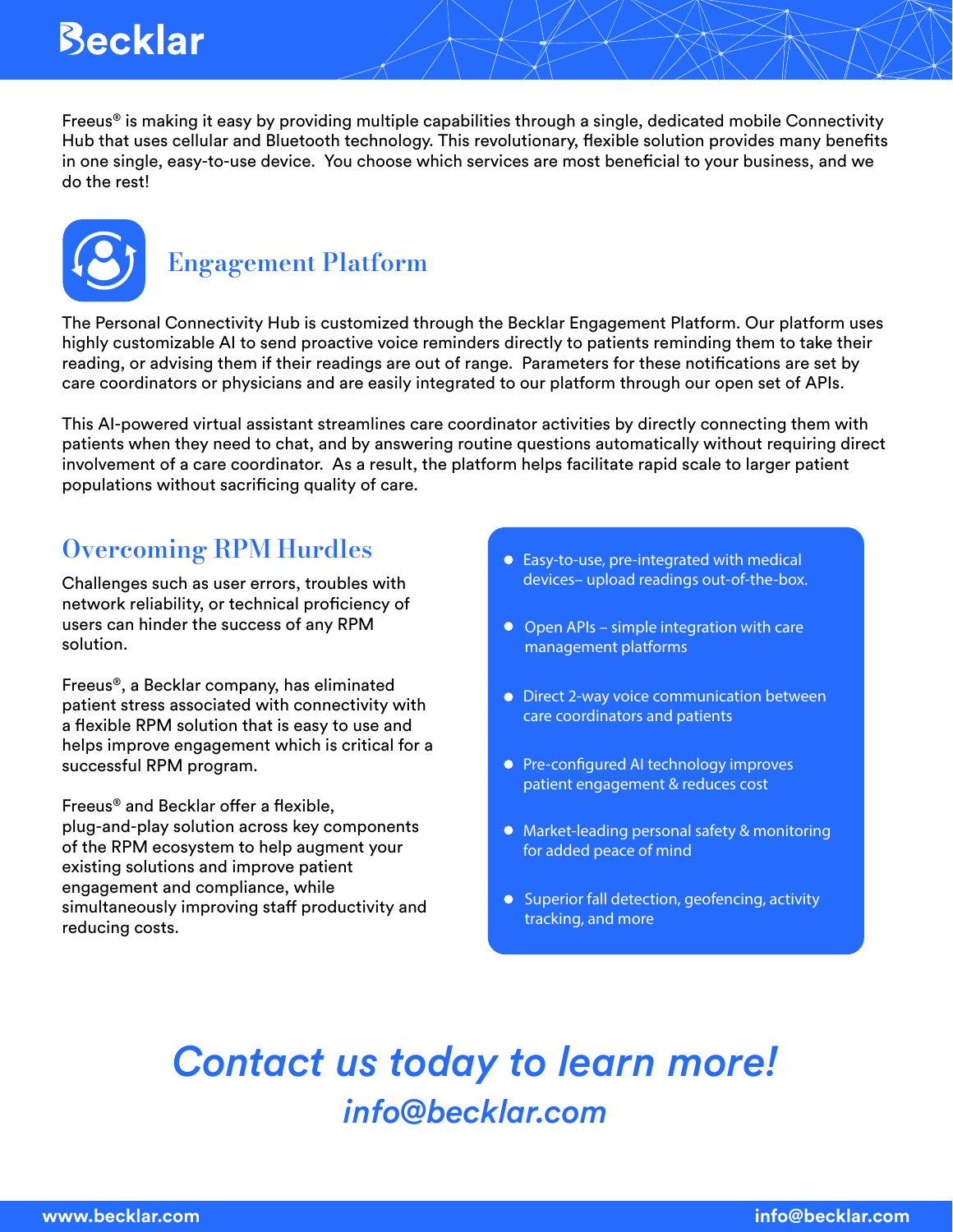Freeus® is making it easy by providing multiple capabilities through a single, dedicated mobile Connectivity Hub that uses cellular and Bluetooth technology. This revolutionary, flexible solution provides many benefits in one single, easy-to-use device. You choose which services are most beneficial to your business, and we do the rest!

## Engagement Platform

The Personal Connectivity Hub is customized through the Becklar Engagement Platform. Our platform uses highly customizable AI to send proactive voice reminders directly to patients reminding them to take their reading, or advising them if their readings are out of range. Parameters for these notifications are set by care coordinators or physicians and are easily integrated to our platform through our open set of APIs.

This AI-powered virtual assistant streamlines care coordinator activities by directly connecting them with patients when they need to chat, and by answering routine questions automatically without requiring direct involvement of a care coordinator. As a result, the platform helps facilitate rapid scale to larger patient populations without sacrificing quality of care.

## Overcoming RPM Hurdles

Challenges such as user errors, troubles with network reliability, or technical proficiency of users can hinder the success of any RPM solution.

Freeus®, a Becklar company, has eliminated patient stress associated with connectivity with a flexible RPM solution that is easy to use and helps improve engagement which is critical for a successful RPM program.

Freeus® and Becklar offer a flexible, plug-and-play solution across key components of the RPM ecosystem to help augment your existing solutions and improve patient engagement and compliance, while simultaneously improving staff productivity and reducing costs.

- Easy-to-use, pre-integrated with medical devices– upload readings out-of-the-box.
- Open APIs – simple integration with care management platforms
- Direct 2-way voice communication between care coordinators and patients
- Pre-configured AI technology improves patient engagement & reduces cost
- Market-leading personal safety & monitoring for added peace of mind
- Superior fall detection, geofencing, activity tracking, and more

# *Contact us today to learn more!*

## *info@becklar.com*

www.becklar.com info@becklar.com